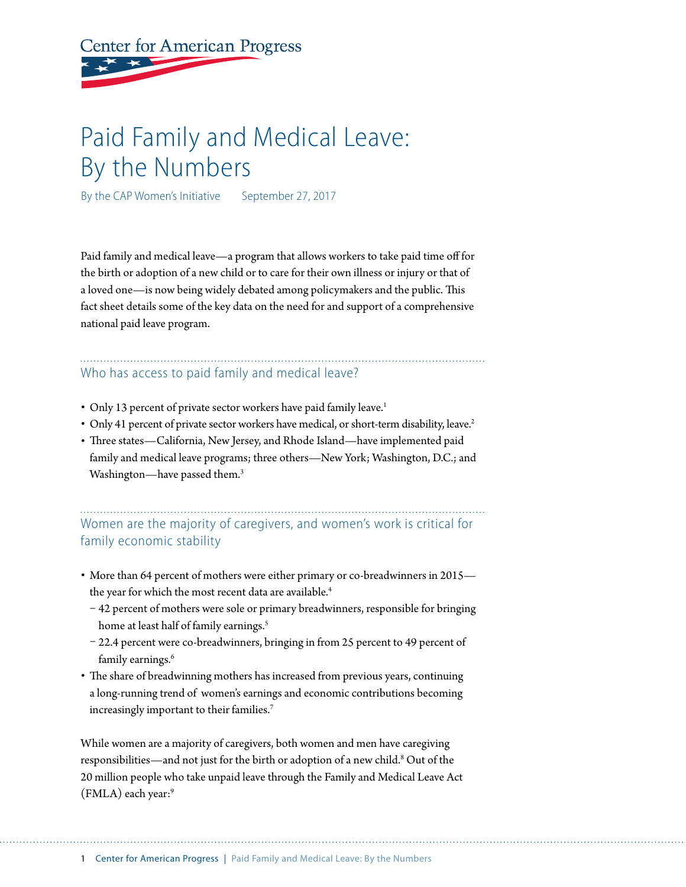Center for American Progress

# Paid Family and Medical Leave: By the Numbers

By the CAP Women's Initiative   September 27, 2017

Paid family and medical leave—a program that allows workers to take paid time off for the birth or adoption of a new child or to care for their own illness or injury or that of a loved one—is now being widely debated among policymakers and the public. This fact sheet details some of the key data on the need for and support of a comprehensive national paid leave program.

## Who has access to paid family and medical leave?

- Only 13 percent of private sector workers have paid family leave.[1]
- Only 41 percent of private sector workers have medical, or short-term disability, leave.[2]
- Three states—California, New Jersey, and Rhode Island—have implemented paid family and medical leave programs; three others—New York; Washington, D.C.; and Washington—have passed them.[3]

## Women are the majority of caregivers, and women's work is critical for family economic stability

- More than 64 percent of mothers were either primary or co-breadwinners in 2015—the year for which the most recent data are available.[4]
  - 42 percent of mothers were sole or primary breadwinners, responsible for bringing home at least half of family earnings.[5]
  - 22.4 percent were co-breadwinners, bringing in from 25 percent to 49 percent of family earnings.[6]
- The share of breadwinning mothers has increased from previous years, continuing a long-running trend of women's earnings and economic contributions becoming increasingly important to their families.[7]

While women are a majority of caregivers, both women and men have caregiving responsibilities—and not just for the birth or adoption of a new child.[8] Out of the 20 million people who take unpaid leave through the Family and Medical Leave Act (FMLA) each year:[9]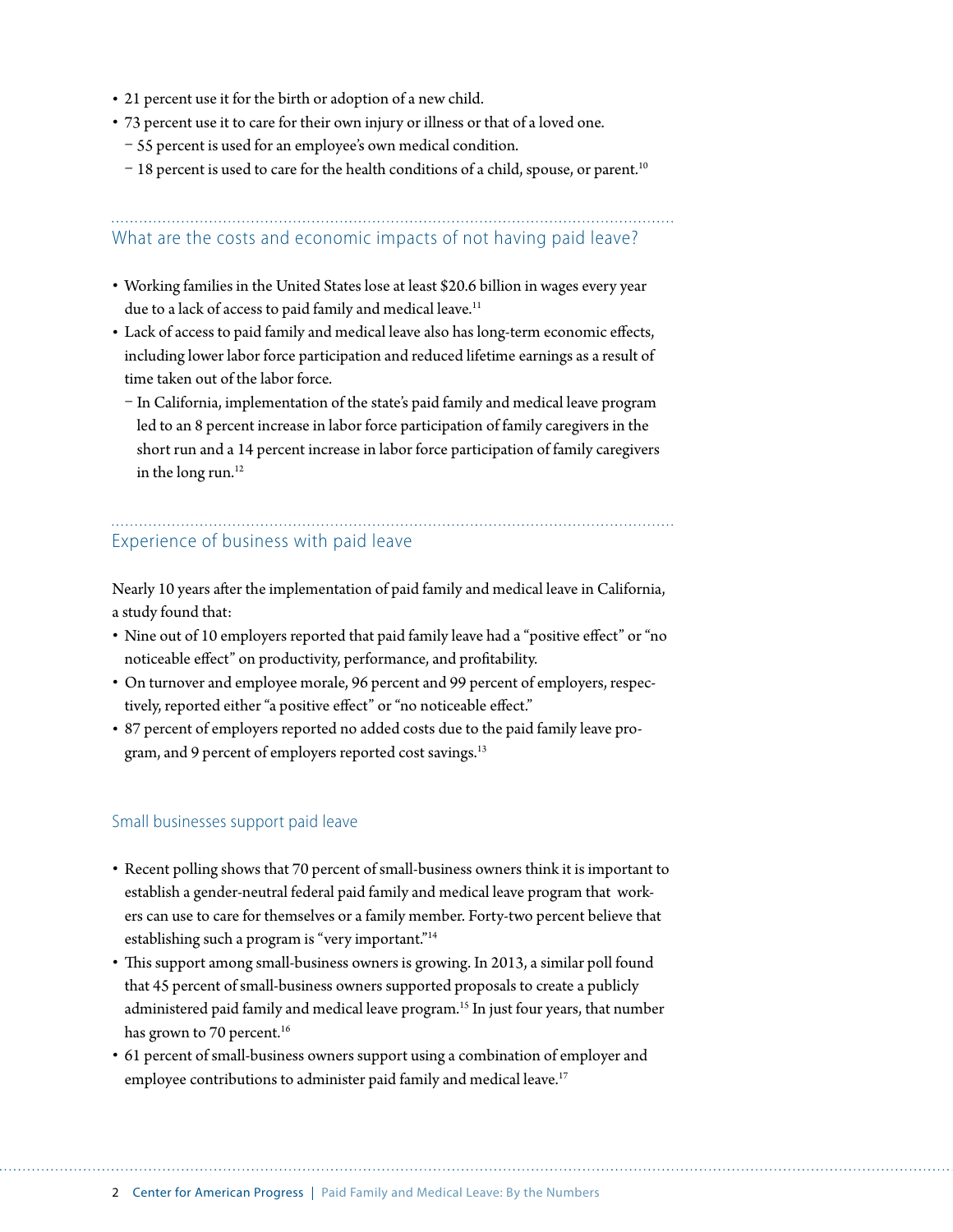- 21 percent use it for the birth or adoption of a new child.
- 73 percent use it to care for their own injury or illness or that of a loved one.
  - 55 percent is used for an employee's own medical condition.
  - 18 percent is used to care for the health conditions of a child, spouse, or parent.[10]

## What are the costs and economic impacts of not having paid leave?

- Working families in the United States lose at least $20.6 billion in wages every year due to a lack of access to paid family and medical leave.[11]
- Lack of access to paid family and medical leave also has long-term economic effects, including lower labor force participation and reduced lifetime earnings as a result of time taken out of the labor force.
  - In California, implementation of the state's paid family and medical leave program led to an 8 percent increase in labor force participation of family caregivers in the short run and a 14 percent increase in labor force participation of family caregivers in the long run.[12]

## Experience of business with paid leave

Nearly 10 years after the implementation of paid family and medical leave in California, a study found that:

- Nine out of 10 employers reported that paid family leave had a "positive effect" or "no noticeable effect" on productivity, performance, and profitability.
- On turnover and employee morale, 96 percent and 99 percent of employers, respectively, reported either "a positive effect" or "no noticeable effect."
- 87 percent of employers reported no added costs due to the paid family leave program, and 9 percent of employers reported cost savings.[13]

### Small businesses support paid leave

- Recent polling shows that 70 percent of small-business owners think it is important to establish a gender-neutral federal paid family and medical leave program that workers can use to care for themselves or a family member. Forty-two percent believe that establishing such a program is "very important."[14]
- This support among small-business owners is growing. In 2013, a similar poll found that 45 percent of small-business owners supported proposals to create a publicly administered paid family and medical leave program.[15] In just four years, that number has grown to 70 percent.[16]
- 61 percent of small-business owners support using a combination of employer and employee contributions to administer paid family and medical leave.[17]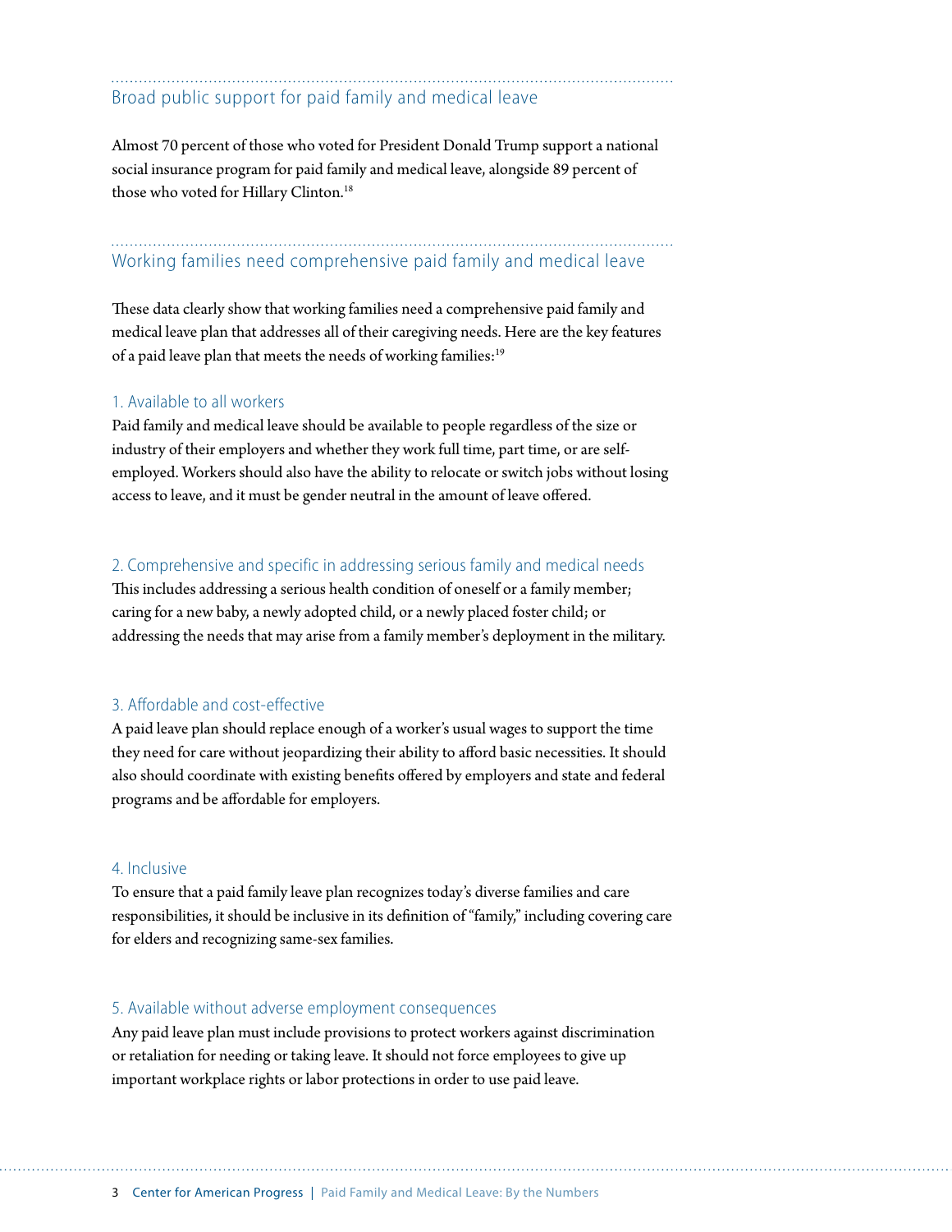## Broad public support for paid family and medical leave

Almost 70 percent of those who voted for President Donald Trump support a national social insurance program for paid family and medical leave, alongside 89 percent of those who voted for Hillary Clinton.[18]

## Working families need comprehensive paid family and medical leave

These data clearly show that working families need a comprehensive paid family and medical leave plan that addresses all of their caregiving needs. Here are the key features of a paid leave plan that meets the needs of working families:[19]

### 1. Available to all workers

Paid family and medical leave should be available to people regardless of the size or industry of their employers and whether they work full time, part time, or are self-employed. Workers should also have the ability to relocate or switch jobs without losing access to leave, and it must be gender neutral in the amount of leave offered.

### 2. Comprehensive and specific in addressing serious family and medical needs

This includes addressing a serious health condition of oneself or a family member; caring for a new baby, a newly adopted child, or a newly placed foster child; or addressing the needs that may arise from a family member's deployment in the military.

### 3. Affordable and cost-effective

A paid leave plan should replace enough of a worker's usual wages to support the time they need for care without jeopardizing their ability to afford basic necessities. It should also should coordinate with existing benefits offered by employers and state and federal programs and be affordable for employers.

### 4. Inclusive

To ensure that a paid family leave plan recognizes today's diverse families and care responsibilities, it should be inclusive in its definition of "family," including covering care for elders and recognizing same-sex families.

### 5. Available without adverse employment consequences

Any paid leave plan must include provisions to protect workers against discrimination or retaliation for needing or taking leave. It should not force employees to give up important workplace rights or labor protections in order to use paid leave.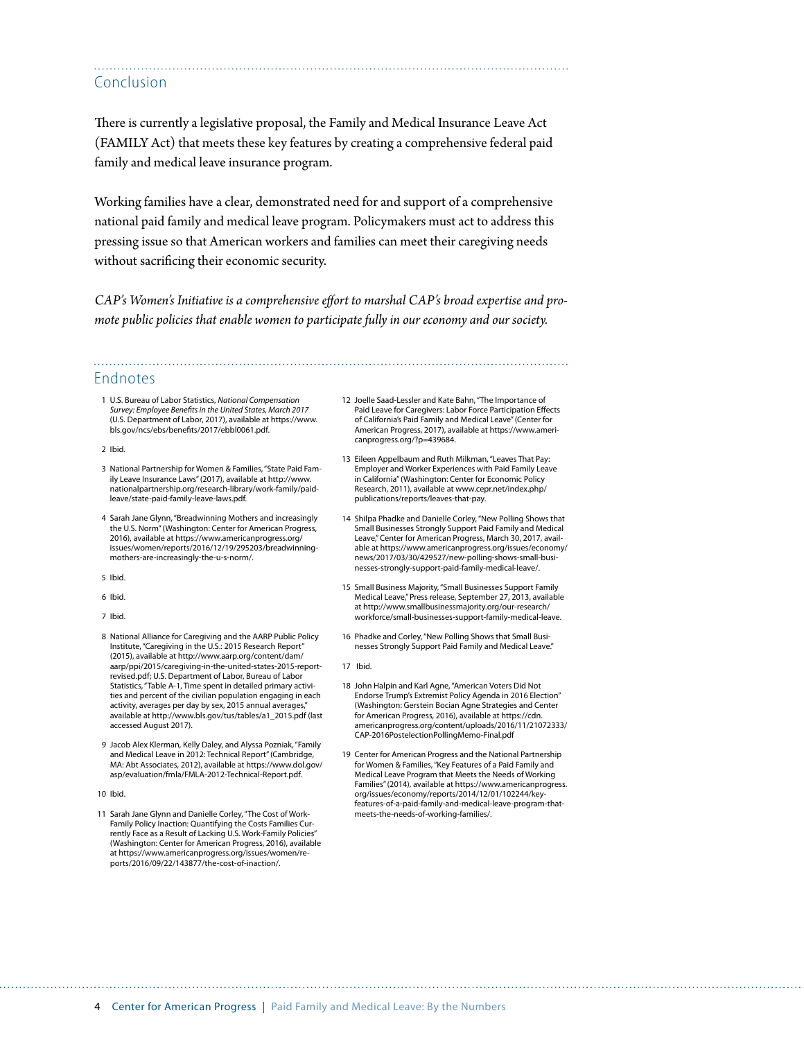## Conclusion

There is currently a legislative proposal, the Family and Medical Insurance Leave Act (FAMILY Act) that meets these key features by creating a comprehensive federal paid family and medical leave insurance program.

Working families have a clear, demonstrated need for and support of a comprehensive national paid family and medical leave program. Policymakers must act to address this pressing issue so that American workers and families can meet their caregiving needs without sacrificing their economic security.

*CAP's Women's Initiative is a comprehensive effort to marshal CAP's broad expertise and promote public policies that enable women to participate fully in our economy and our society.*

## Endnotes

1 U.S. Bureau of Labor Statistics, *National Compensation Survey: Employee Benefits in the United States, March 2017* (U.S. Department of Labor, 2017), available at https://www.bls.gov/ncs/ebs/benefits/2017/ebbl0061.pdf.

2 Ibid.

3 National Partnership for Women & Families, "State Paid Family Leave Insurance Laws" (2017), available at http://www.nationalpartnership.org/research-library/work-family/paid-leave/state-paid-family-leave-laws.pdf.

4 Sarah Jane Glynn, "Breadwinning Mothers and increasingly the U.S. Norm" (Washington: Center for American Progress, 2016), available at https://www.americanprogress.org/issues/women/reports/2016/12/19/295203/breadwinning-mothers-are-increasingly-the-u-s-norm/.

5 Ibid.

6 Ibid.

7 Ibid.

8 National Alliance for Caregiving and the AARP Public Policy Institute, "Caregiving in the U.S.: 2015 Research Report" (2015), available at http://www.aarp.org/content/dam/aarp/ppi/2015/caregiving-in-the-united-states-2015-report-revised.pdf; U.S. Department of Labor, Bureau of Labor Statistics, "Table A-1, Time spent in detailed primary activities and percent of the civilian population engaging in each activity, averages per day by sex, 2015 annual averages," available at http://www.bls.gov/tus/tables/a1_2015.pdf (last accessed August 2017).

9 Jacob Alex Klerman, Kelly Daley, and Alyssa Pozniak, "Family and Medical Leave in 2012: Technical Report" (Cambridge, MA: Abt Associates, 2012), available at https://www.dol.gov/asp/evaluation/fmla/FMLA-2012-Technical-Report.pdf.

10 Ibid.

11 Sarah Jane Glynn and Danielle Corley, "The Cost of Work-Family Policy Inaction: Quantifying the Costs Families Currently Face as a Result of Lacking U.S. Work-Family Policies" (Washington: Center for American Progress, 2016), available at https://www.americanprogress.org/issues/women/reports/2016/09/22/143877/the-cost-of-inaction/.

12 Joelle Saad-Lessler and Kate Bahn, "The Importance of Paid Leave for Caregivers: Labor Force Participation Effects of California's Paid Family and Medical Leave" (Center for American Progress, 2017), available at https://www.americanprogress.org/?p=439684.

13 Eileen Appelbaum and Ruth Milkman, "Leaves That Pay: Employer and Worker Experiences with Paid Family Leave in California" (Washington: Center for Economic Policy Research, 2011), available at www.cepr.net/index.php/publications/reports/leaves-that-pay.

14 Shilpa Phadke and Danielle Corley, "New Polling Shows that Small Businesses Strongly Support Paid Family and Medical Leave," Center for American Progress, March 30, 2017, available at https://www.americanprogress.org/issues/economy/news/2017/03/30/429527/new-polling-shows-small-businesses-strongly-support-paid-family-medical-leave/.

15 Small Business Majority, "Small Businesses Support Family Medical Leave," Press release, September 27, 2013, available at http://www.smallbusinessmajority.org/our-research/workforce/small-businesses-support-family-medical-leave.

16 Phadke and Corley, "New Polling Shows that Small Businesses Strongly Support Paid Family and Medical Leave."

17 Ibid.

18 John Halpin and Karl Agne, "American Voters Did Not Endorse Trump's Extremist Policy Agenda in 2016 Election" (Washington: Gerstein Bocian Agne Strategies and Center for American Progress, 2016), available at https://cdn.americanprogress.org/content/uploads/2016/11/21072333/CAP-2016PostelectionPollingMemo-Final.pdf

19 Center for American Progress and the National Partnership for Women & Families, "Key Features of a Paid Family and Medical Leave Program that Meets the Needs of Working Families" (2014), available at https://www.americanprogress.org/issues/economy/reports/2014/12/01/102244/key-features-of-a-paid-family-and-medical-leave-program-that-meets-the-needs-of-working-families/.